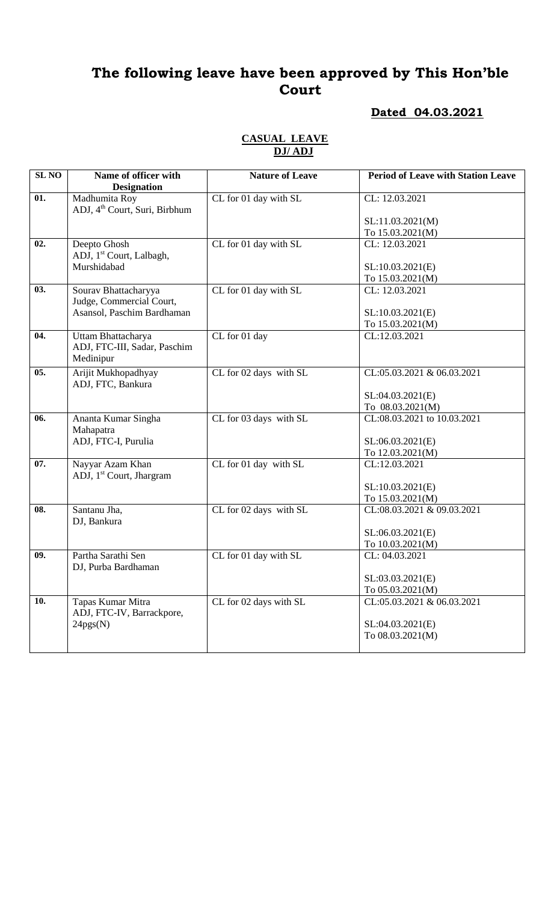# The following leave have been approved by This Hon'ble Court

**Dated 04.03.2021**

**CASUAL LEAVE**
**DJ/ ADJ**

| SL NO | Name of officer with Designation | Nature of Leave | Period of Leave with Station Leave |
|---|---|---|---|
| 01. | Madhumita Roy<br>ADJ, 4th Court, Suri, Birbhum | CL for 01 day with SL | CL: 12.03.2021<br><br>SL:11.03.2021(M)<br>To 15.03.2021(M) |
| 02. | Deepto Ghosh<br>ADJ, 1st Court, Lalbagh, Murshidabad | CL for 01 day with SL | CL: 12.03.2021<br><br>SL:10.03.2021(E)<br>To 15.03.2021(M) |
| 03. | Sourav Bhattacharyya<br>Judge, Commercial Court, Asansol, Paschim Bardhaman | CL for 01 day with SL | CL: 12.03.2021<br><br>SL:10.03.2021(E)<br>To 15.03.2021(M) |
| 04. | Uttam Bhattacharya<br>ADJ, FTC-III, Sadar, Paschim Medinipur | CL for 01 day | CL:12.03.2021 |
| 05. | Arijit Mukhopadhyay<br>ADJ, FTC, Bankura | CL for 02 days with SL | CL:05.03.2021 & 06.03.2021<br><br>SL:04.03.2021(E)<br>To 08.03.2021(M) |
| 06. | Ananta Kumar Singha Mahapatra<br>ADJ, FTC-I, Purulia | CL for 03 days with SL | CL:08.03.2021 to 10.03.2021<br><br>SL:06.03.2021(E)<br>To 12.03.2021(M) |
| 07. | Nayyar Azam Khan<br>ADJ, 1st Court, Jhargram | CL for 01 day with SL | CL:12.03.2021<br><br>SL:10.03.2021(E)<br>To 15.03.2021(M) |
| 08. | Santanu Jha,<br>DJ, Bankura | CL for 02 days with SL | CL:08.03.2021 & 09.03.2021<br><br>SL:06.03.2021(E)<br>To 10.03.2021(M) |
| 09. | Partha Sarathi Sen<br>DJ, Purba Bardhaman | CL for 01 day with SL | CL: 04.03.2021<br><br>SL:03.03.2021(E)<br>To 05.03.2021(M) |
| 10. | Tapas Kumar Mitra<br>ADJ, FTC-IV, Barrackpore, 24pgs(N) | CL for 02 days with SL | CL:05.03.2021 & 06.03.2021<br><br>SL:04.03.2021(E)<br>To 08.03.2021(M) |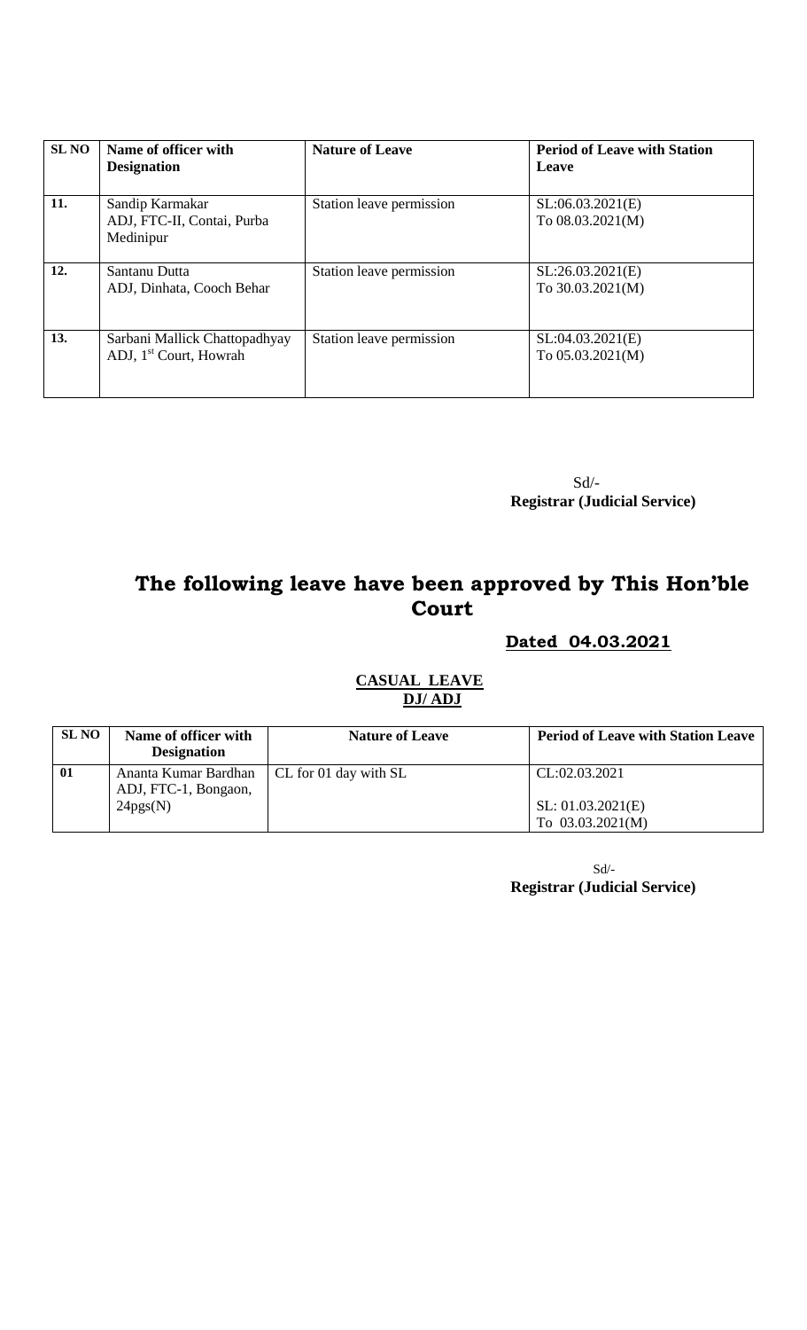| SL NO | Name of officer with Designation | Nature of Leave | Period of Leave with Station Leave |
|---|---|---|---|
| 11. | Sandip Karmakar<br>ADJ, FTC-II, Contai, Purba Medinipur | Station leave permission | SL:06.03.2021(E)<br>To 08.03.2021(M) |
| 12. | Santanu Dutta<br>ADJ, Dinhata, Cooch Behar | Station leave permission | SL:26.03.2021(E)<br>To 30.03.2021(M) |
| 13. | Sarbani Mallick Chattopadhyay<br>ADJ, 1st Court, Howrah | Station leave permission | SL:04.03.2021(E)<br>To 05.03.2021(M) |

Sd/-
**Registrar (Judicial Service)**

# The following leave have been approved by This Hon'ble Court

## Dated 04.03.2021

**CASUAL LEAVE**
**DJ/ ADJ**

| SL NO | Name of officer with Designation | Nature of Leave | Period of Leave with Station Leave |
|---|---|---|---|
| 01 | Ananta Kumar Bardhan<br>ADJ, FTC-1, Bongaon, 24pgs(N) | CL for 01 day with SL | CL:02.03.2021<br><br>SL: 01.03.2021(E)<br>To 03.03.2021(M) |

Sd/-
**Registrar (Judicial Service)**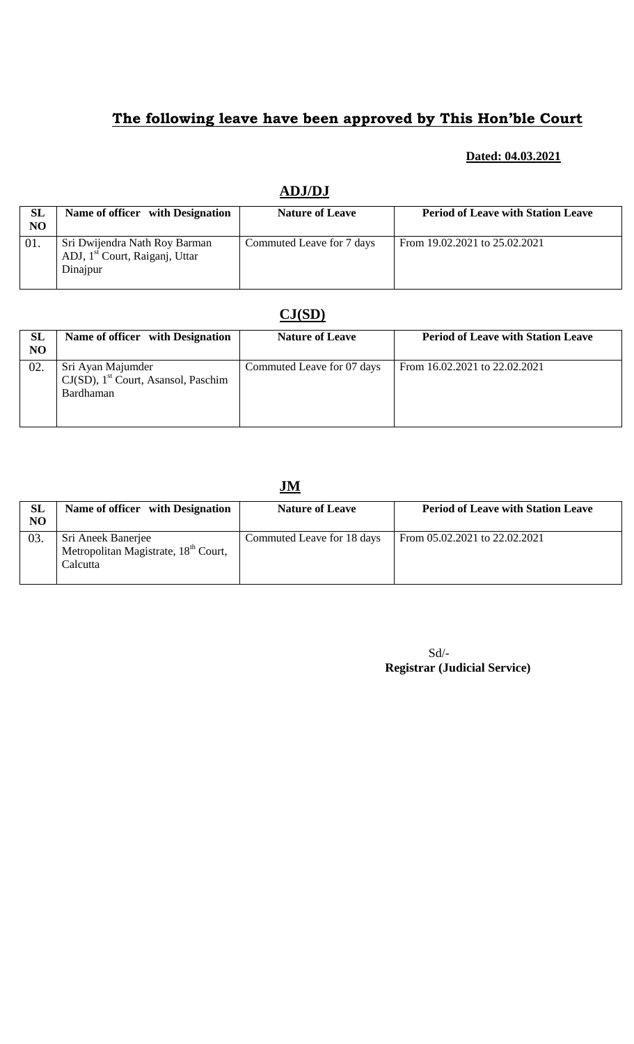# The following leave have been approved by This Hon'ble Court

**Dated: 04.03.2021**

## ADJ/DJ

| SL NO | Name of officer with Designation | Nature of Leave | Period of Leave with Station Leave |
|---|---|---|---|
| 01. | Sri Dwijendra Nath Roy Barman ADJ, 1st Court, Raiganj, Uttar Dinajpur | Commuted Leave for 7 days | From 19.02.2021 to 25.02.2021 |

## CJ(SD)

| SL NO | Name of officer with Designation | Nature of Leave | Period of Leave with Station Leave |
|---|---|---|---|
| 02. | Sri Ayan Majumder CJ(SD), 1st Court, Asansol, Paschim Bardhaman | Commuted Leave for 07 days | From 16.02.2021 to 22.02.2021 |

## JM

| SL NO | Name of officer with Designation | Nature of Leave | Period of Leave with Station Leave |
|---|---|---|---|
| 03. | Sri Aneek Banerjee Metropolitan Magistrate, 18th Court, Calcutta | Commuted Leave for 18 days | From 05.02.2021 to 22.02.2021 |

Sd/-
**Registrar (Judicial Service)**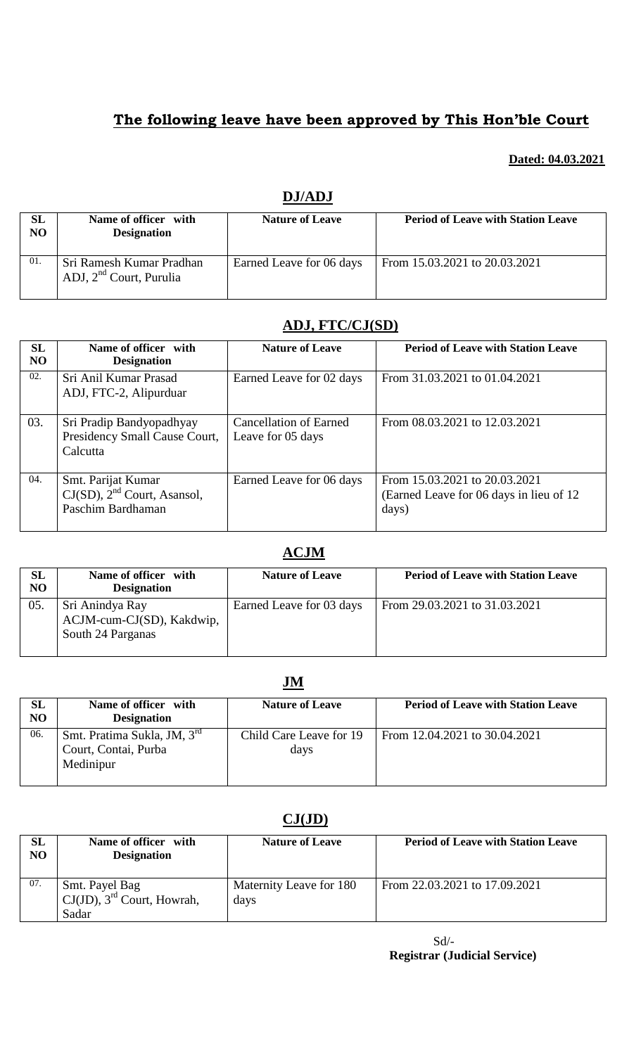## **The following leave have been approved by This Hon'ble Court**

**Dated: 04.03.2021**

### **DJ/ADJ**

| SL NO | Name of officer with Designation | Nature of Leave | Period of Leave with Station Leave |
|---|---|---|---|
| 01. | Sri Ramesh Kumar Pradhan ADJ, 2nd Court, Purulia | Earned Leave for 06 days | From 15.03.2021 to 20.03.2021 |

### **ADJ, FTC/CJ(SD)**

| SL NO | Name of officer with Designation | Nature of Leave | Period of Leave with Station Leave |
|---|---|---|---|
| 02. | Sri Anil Kumar Prasad ADJ, FTC-2, Alipurduar | Earned Leave for 02 days | From 31.03.2021 to 01.04.2021 |
| 03. | Sri Pradip Bandyopadhyay Presidency Small Cause Court, Calcutta | Cancellation of Earned Leave for 05 days | From 08.03.2021 to 12.03.2021 |
| 04. | Smt. Parijat Kumar CJ(SD), 2nd Court, Asansol, Paschim Bardhaman | Earned Leave for 06 days | From 15.03.2021 to 20.03.2021 (Earned Leave for 06 days in lieu of 12 days) |

### **ACJM**

| SL NO | Name of officer with Designation | Nature of Leave | Period of Leave with Station Leave |
|---|---|---|---|
| 05. | Sri Anindya Ray ACJM-cum-CJ(SD), Kakdwip, South 24 Parganas | Earned Leave for 03 days | From 29.03.2021 to 31.03.2021 |

### **JM**

| SL NO | Name of officer with Designation | Nature of Leave | Period of Leave with Station Leave |
|---|---|---|---|
| 06. | Smt. Pratima Sukla, JM, 3rd Court, Contai, Purba Medinipur | Child Care Leave for 19 days | From 12.04.2021 to 30.04.2021 |

### **CJ(JD)**

| SL NO | Name of officer with Designation | Nature of Leave | Period of Leave with Station Leave |
|---|---|---|---|
| 07. | Smt. Payel Bag CJ(JD), 3rd Court, Howrah, Sadar | Maternity Leave for 180 days | From 22.03.2021 to 17.09.2021 |

Sd/-
**Registrar (Judicial Service)**